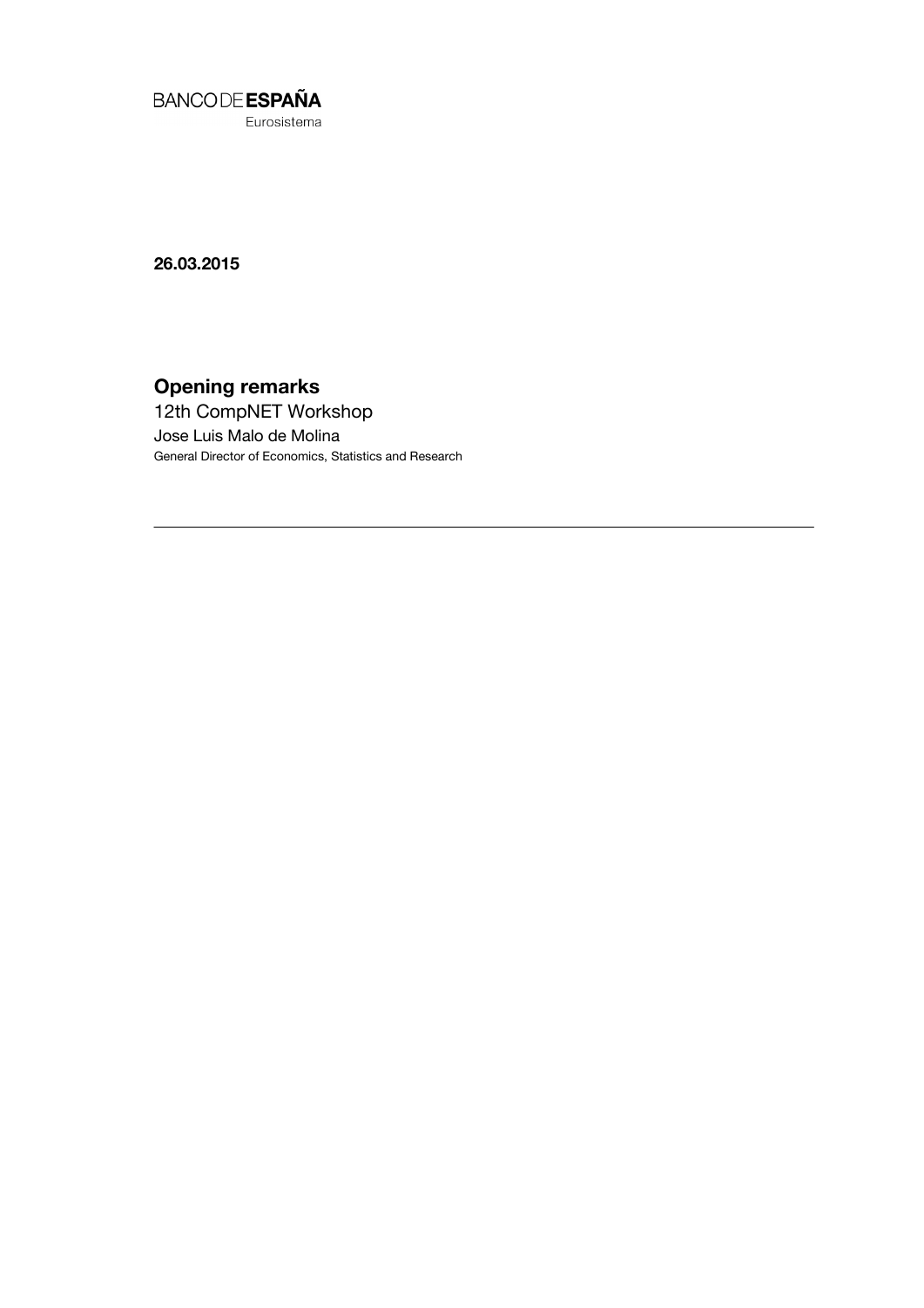BANCO DE **ESPAÑA**
Eurosistema

**26.03.2015**

# Opening remarks

12th CompNET Workshop

Jose Luis Malo de Molina

General Director of Economics, Statistics and Research

---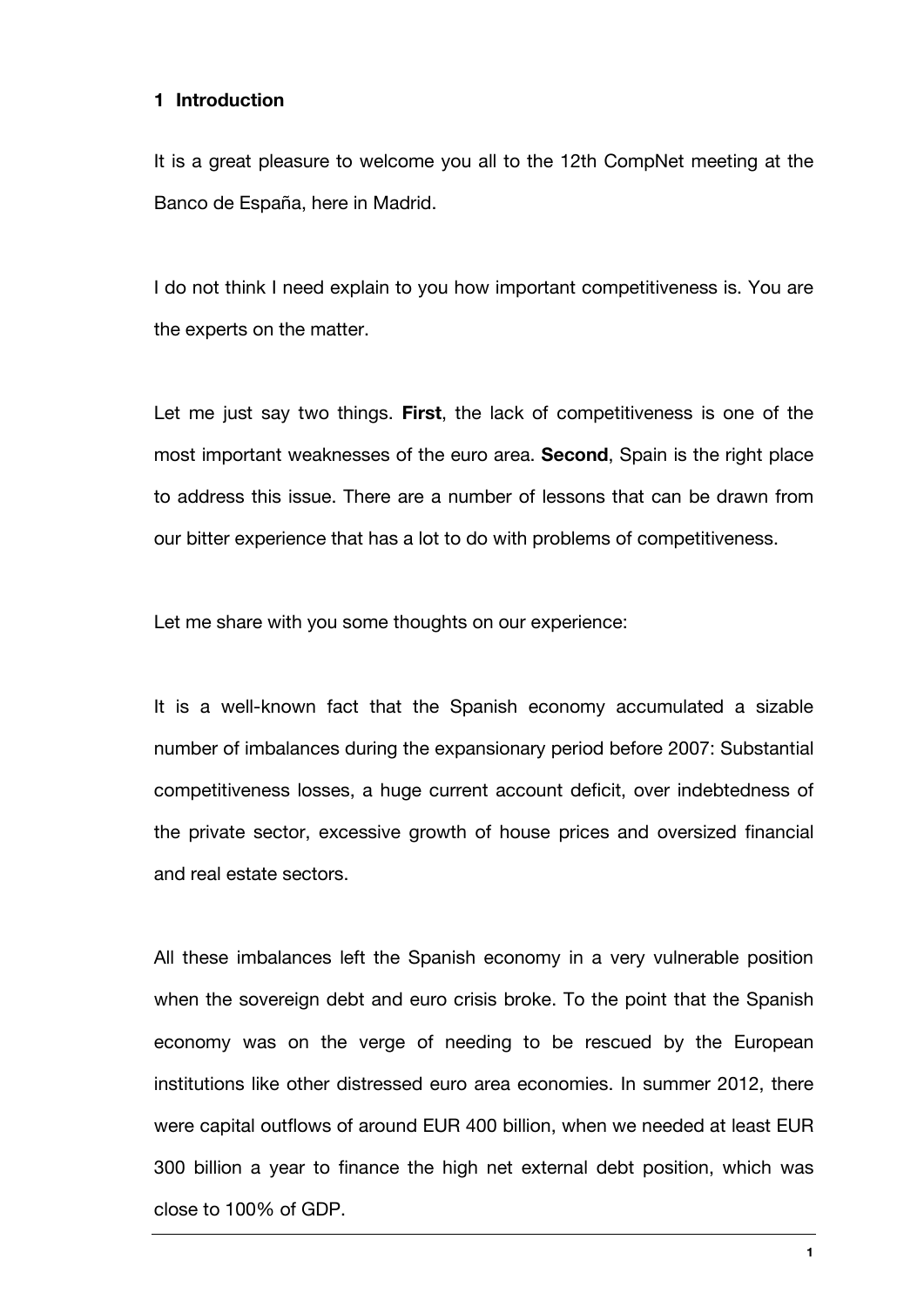## 1 Introduction

It is a great pleasure to welcome you all to the 12th CompNet meeting at the Banco de España, here in Madrid.

I do not think I need explain to you how important competitiveness is. You are the experts on the matter.

Let me just say two things. **First**, the lack of competitiveness is one of the most important weaknesses of the euro area. **Second**, Spain is the right place to address this issue. There are a number of lessons that can be drawn from our bitter experience that has a lot to do with problems of competitiveness.

Let me share with you some thoughts on our experience:

It is a well-known fact that the Spanish economy accumulated a sizable number of imbalances during the expansionary period before 2007: Substantial competitiveness losses, a huge current account deficit, over indebtedness of the private sector, excessive growth of house prices and oversized financial and real estate sectors.

All these imbalances left the Spanish economy in a very vulnerable position when the sovereign debt and euro crisis broke. To the point that the Spanish economy was on the verge of needing to be rescued by the European institutions like other distressed euro area economies. In summer 2012, there were capital outflows of around EUR 400 billion, when we needed at least EUR 300 billion a year to finance the high net external debt position, which was close to 100% of GDP.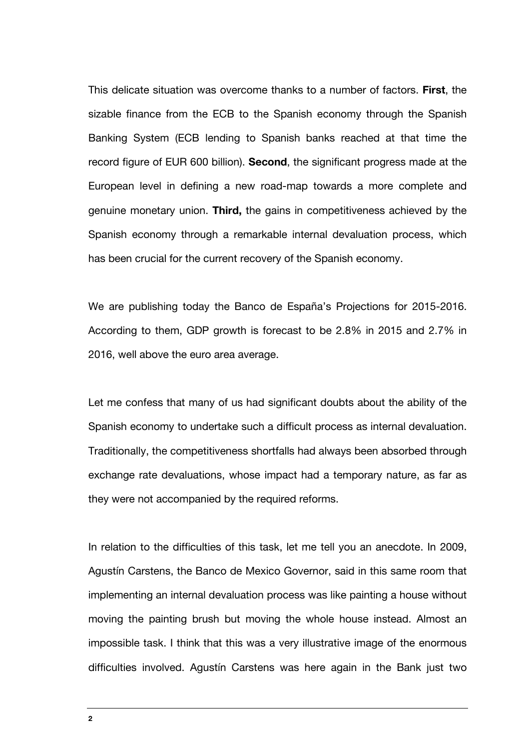This delicate situation was overcome thanks to a number of factors. **First**, the sizable finance from the ECB to the Spanish economy through the Spanish Banking System (ECB lending to Spanish banks reached at that time the record figure of EUR 600 billion). **Second**, the significant progress made at the European level in defining a new road-map towards a more complete and genuine monetary union. **Third,** the gains in competitiveness achieved by the Spanish economy through a remarkable internal devaluation process, which has been crucial for the current recovery of the Spanish economy.

We are publishing today the Banco de España's Projections for 2015-2016. According to them, GDP growth is forecast to be 2.8% in 2015 and 2.7% in 2016, well above the euro area average.

Let me confess that many of us had significant doubts about the ability of the Spanish economy to undertake such a difficult process as internal devaluation. Traditionally, the competitiveness shortfalls had always been absorbed through exchange rate devaluations, whose impact had a temporary nature, as far as they were not accompanied by the required reforms.

In relation to the difficulties of this task, let me tell you an anecdote. In 2009, Agustín Carstens, the Banco de Mexico Governor, said in this same room that implementing an internal devaluation process was like painting a house without moving the painting brush but moving the whole house instead. Almost an impossible task. I think that this was a very illustrative image of the enormous difficulties involved. Agustín Carstens was here again in the Bank just two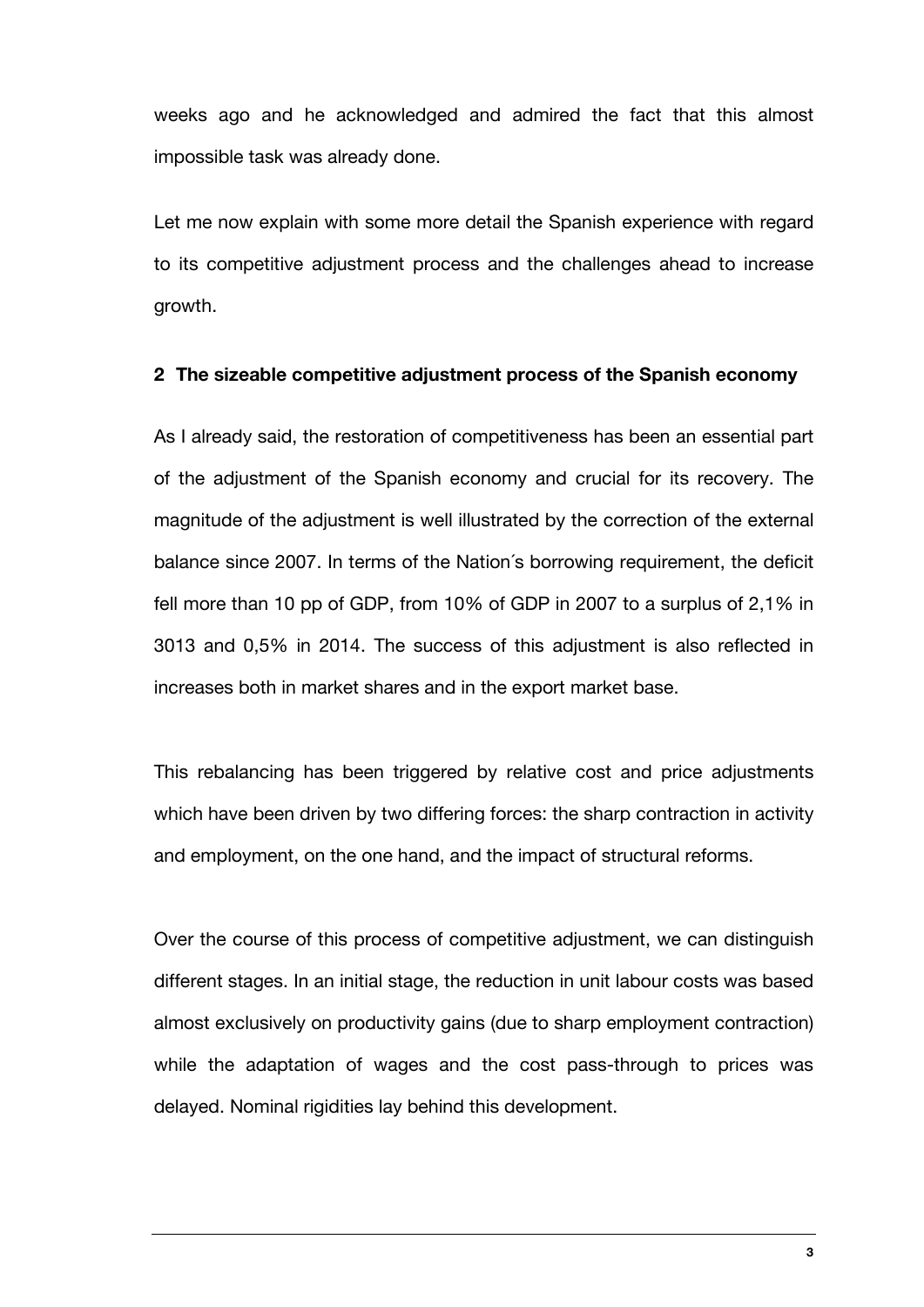weeks ago and he acknowledged and admired the fact that this almost impossible task was already done.

Let me now explain with some more detail the Spanish experience with regard to its competitive adjustment process and the challenges ahead to increase growth.

## 2 The sizeable competitive adjustment process of the Spanish economy

As I already said, the restoration of competitiveness has been an essential part of the adjustment of the Spanish economy and crucial for its recovery. The magnitude of the adjustment is well illustrated by the correction of the external balance since 2007. In terms of the Nation´s borrowing requirement, the deficit fell more than 10 pp of GDP, from 10% of GDP in 2007 to a surplus of 2,1% in 3013 and 0,5% in 2014. The success of this adjustment is also reflected in increases both in market shares and in the export market base.

This rebalancing has been triggered by relative cost and price adjustments which have been driven by two differing forces: the sharp contraction in activity and employment, on the one hand, and the impact of structural reforms.

Over the course of this process of competitive adjustment, we can distinguish different stages. In an initial stage, the reduction in unit labour costs was based almost exclusively on productivity gains (due to sharp employment contraction) while the adaptation of wages and the cost pass-through to prices was delayed. Nominal rigidities lay behind this development.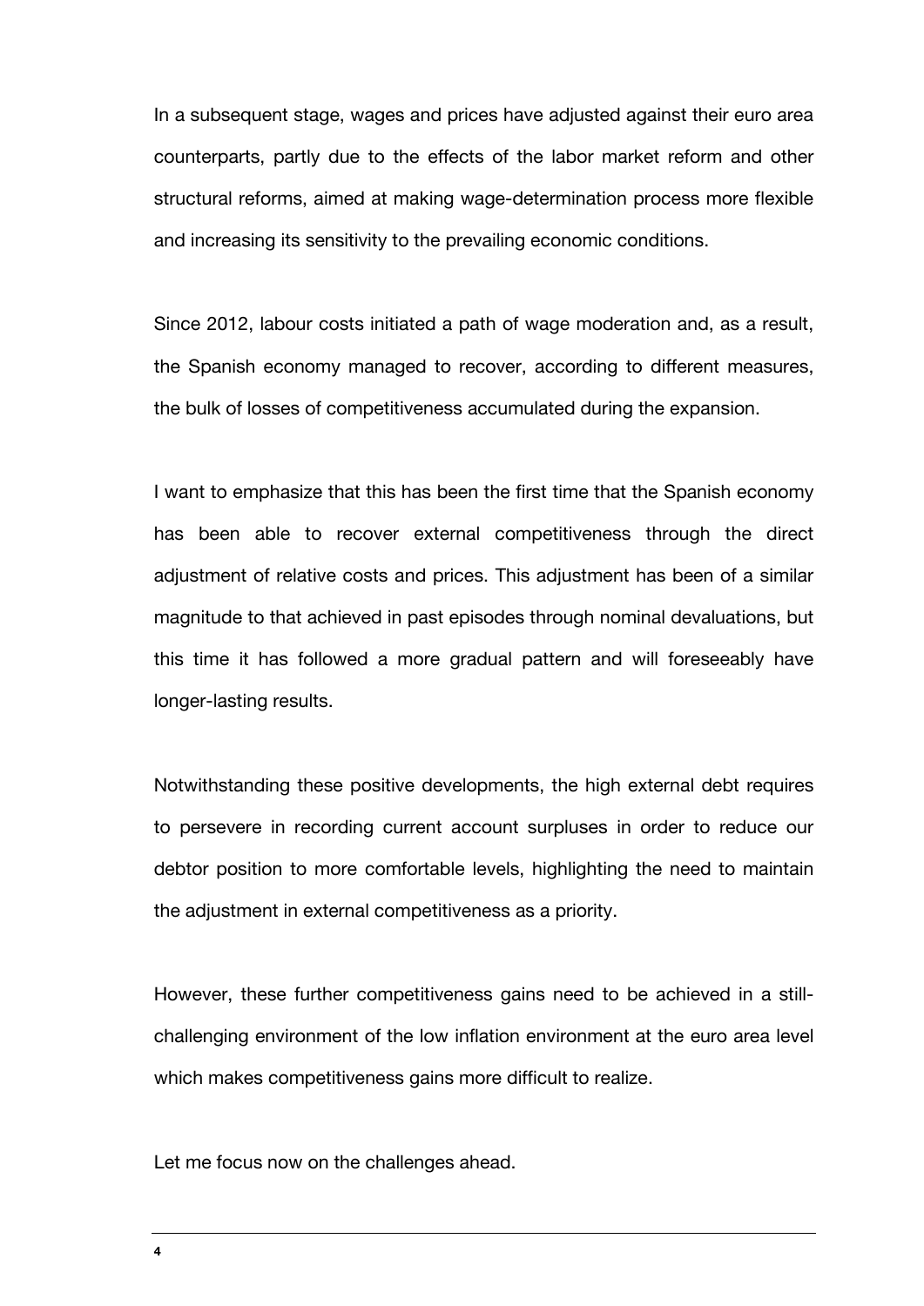In a subsequent stage, wages and prices have adjusted against their euro area counterparts, partly due to the effects of the labor market reform and other structural reforms, aimed at making wage-determination process more flexible and increasing its sensitivity to the prevailing economic conditions.

Since 2012, labour costs initiated a path of wage moderation and, as a result, the Spanish economy managed to recover, according to different measures, the bulk of losses of competitiveness accumulated during the expansion.

I want to emphasize that this has been the first time that the Spanish economy has been able to recover external competitiveness through the direct adjustment of relative costs and prices. This adjustment has been of a similar magnitude to that achieved in past episodes through nominal devaluations, but this time it has followed a more gradual pattern and will foreseeably have longer-lasting results.

Notwithstanding these positive developments, the high external debt requires to persevere in recording current account surpluses in order to reduce our debtor position to more comfortable levels, highlighting the need to maintain the adjustment in external competitiveness as a priority.

However, these further competitiveness gains need to be achieved in a still-challenging environment of the low inflation environment at the euro area level which makes competitiveness gains more difficult to realize.

Let me focus now on the challenges ahead.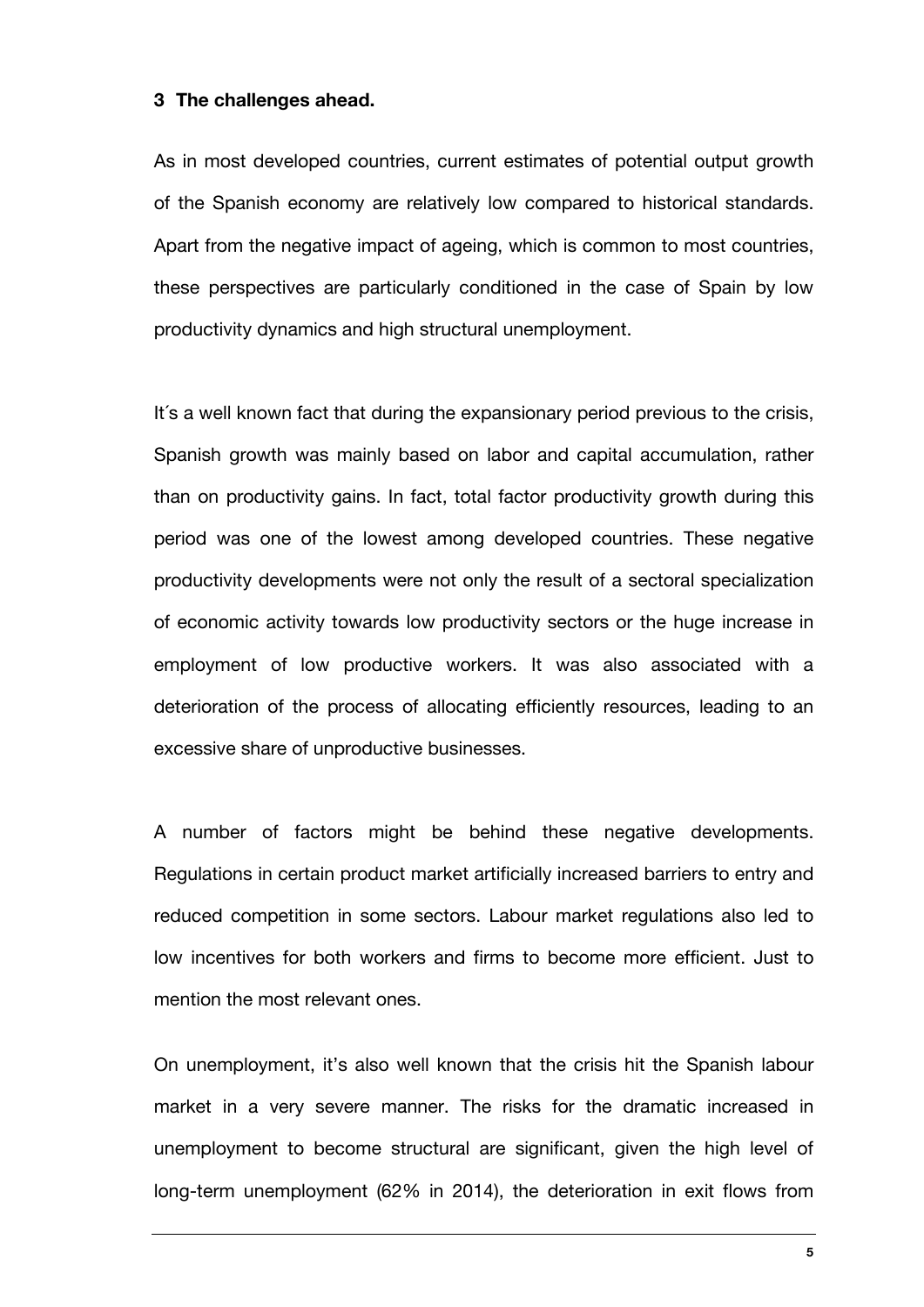## 3 The challenges ahead.

As in most developed countries, current estimates of potential output growth of the Spanish economy are relatively low compared to historical standards. Apart from the negative impact of ageing, which is common to most countries, these perspectives are particularly conditioned in the case of Spain by low productivity dynamics and high structural unemployment.

It´s a well known fact that during the expansionary period previous to the crisis, Spanish growth was mainly based on labor and capital accumulation, rather than on productivity gains. In fact, total factor productivity growth during this period was one of the lowest among developed countries. These negative productivity developments were not only the result of a sectoral specialization of economic activity towards low productivity sectors or the huge increase in employment of low productive workers. It was also associated with a deterioration of the process of allocating efficiently resources, leading to an excessive share of unproductive businesses.

A number of factors might be behind these negative developments. Regulations in certain product market artificially increased barriers to entry and reduced competition in some sectors. Labour market regulations also led to low incentives for both workers and firms to become more efficient. Just to mention the most relevant ones.

On unemployment, it's also well known that the crisis hit the Spanish labour market in a very severe manner. The risks for the dramatic increased in unemployment to become structural are significant, given the high level of long-term unemployment (62% in 2014), the deterioration in exit flows from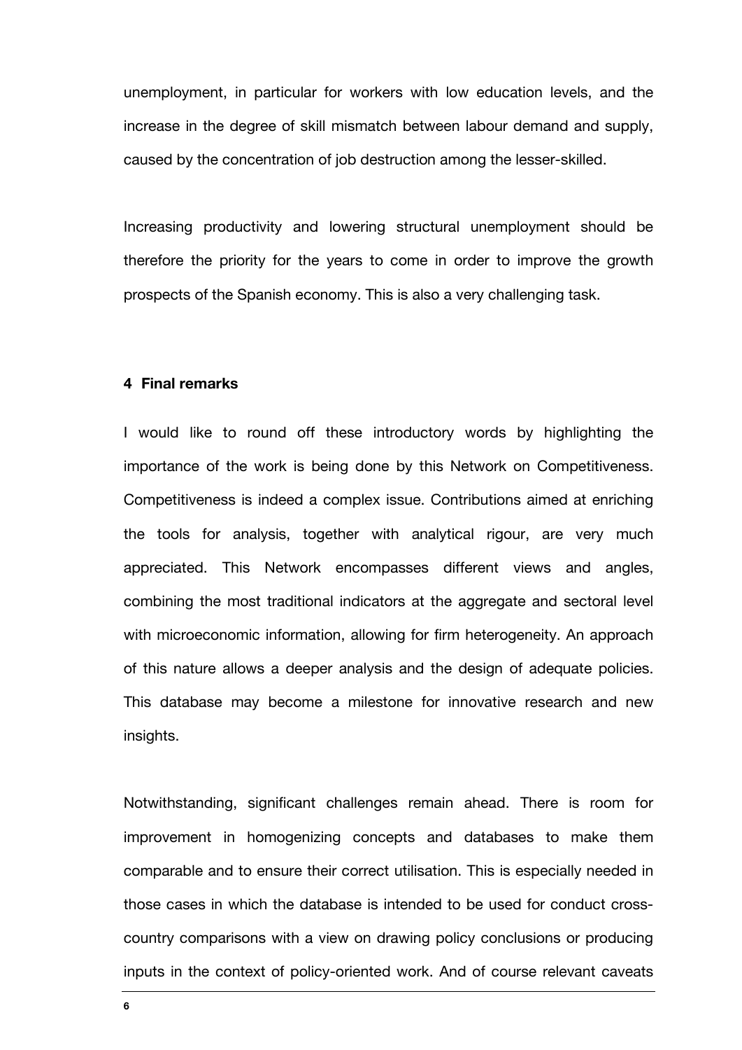unemployment, in particular for workers with low education levels, and the increase in the degree of skill mismatch between labour demand and supply, caused by the concentration of job destruction among the lesser-skilled.

Increasing productivity and lowering structural unemployment should be therefore the priority for the years to come in order to improve the growth prospects of the Spanish economy. This is also a very challenging task.

## 4 Final remarks

I would like to round off these introductory words by highlighting the importance of the work is being done by this Network on Competitiveness. Competitiveness is indeed a complex issue. Contributions aimed at enriching the tools for analysis, together with analytical rigour, are very much appreciated. This Network encompasses different views and angles, combining the most traditional indicators at the aggregate and sectoral level with microeconomic information, allowing for firm heterogeneity. An approach of this nature allows a deeper analysis and the design of adequate policies. This database may become a milestone for innovative research and new insights.

Notwithstanding, significant challenges remain ahead. There is room for improvement in homogenizing concepts and databases to make them comparable and to ensure their correct utilisation. This is especially needed in those cases in which the database is intended to be used for conduct cross-country comparisons with a view on drawing policy conclusions or producing inputs in the context of policy-oriented work. And of course relevant caveats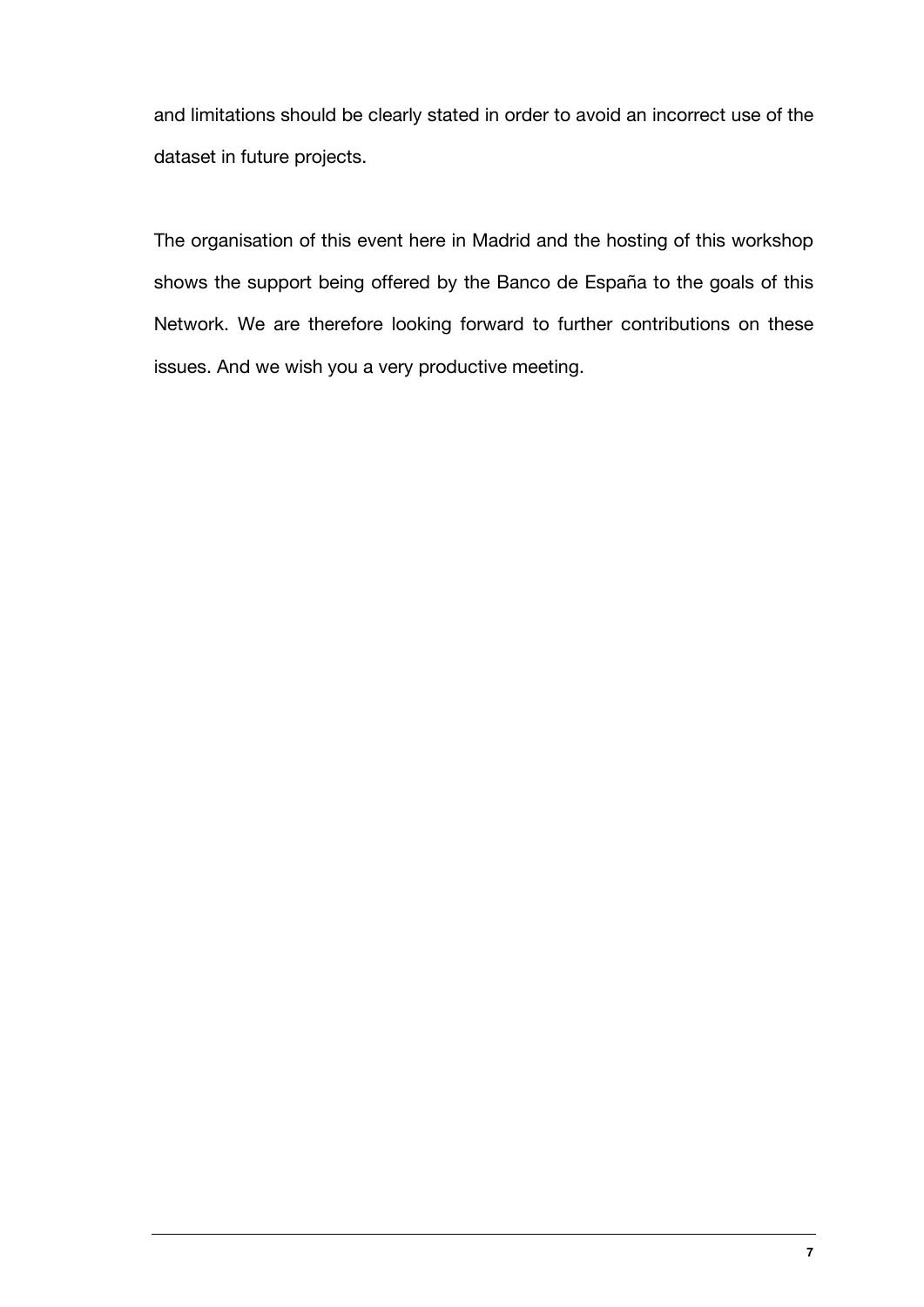and limitations should be clearly stated in order to avoid an incorrect use of the dataset in future projects.

The organisation of this event here in Madrid and the hosting of this workshop shows the support being offered by the Banco de España to the goals of this Network. We are therefore looking forward to further contributions on these issues. And we wish you a very productive meeting.